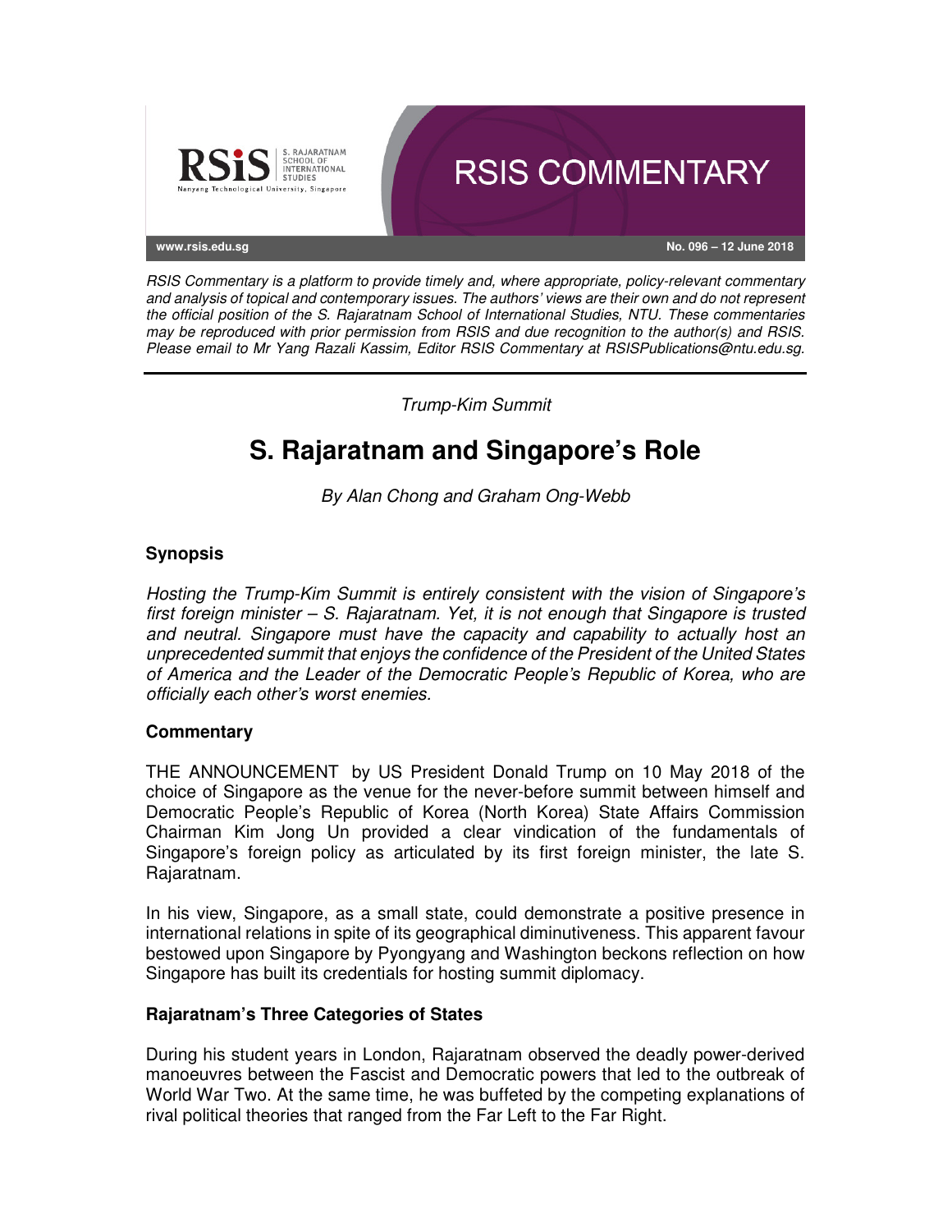RSIS Commentary

www.rsis.edu.sg

No. 096 – 12 June 2018

*RSIS Commentary is a platform to provide timely and, where appropriate, policy-relevant commentary and analysis of topical and contemporary issues. The authors' views are their own and do not represent the official position of the S. Rajaratnam School of International Studies, NTU. These commentaries may be reproduced with prior permission from RSIS and due recognition to the author(s) and RSIS. Please email to Mr Yang Razali Kassim, Editor RSIS Commentary at RSISPublications@ntu.edu.sg.*

---

*Trump-Kim Summit*

# S. Rajaratnam and Singapore's Role

*By Alan Chong and Graham Ong-Webb*

## Synopsis

*Hosting the Trump-Kim Summit is entirely consistent with the vision of Singapore's first foreign minister – S. Rajaratnam. Yet, it is not enough that Singapore is trusted and neutral. Singapore must have the capacity and capability to actually host an unprecedented summit that enjoys the confidence of the President of the United States of America and the Leader of the Democratic People's Republic of Korea, who are officially each other's worst enemies.*

## Commentary

THE ANNOUNCEMENT by US President Donald Trump on 10 May 2018 of the choice of Singapore as the venue for the never-before summit between himself and Democratic People's Republic of Korea (North Korea) State Affairs Commission Chairman Kim Jong Un provided a clear vindication of the fundamentals of Singapore's foreign policy as articulated by its first foreign minister, the late S. Rajaratnam.

In his view, Singapore, as a small state, could demonstrate a positive presence in international relations in spite of its geographical diminutiveness. This apparent favour bestowed upon Singapore by Pyongyang and Washington beckons reflection on how Singapore has built its credentials for hosting summit diplomacy.

### Rajaratnam's Three Categories of States

During his student years in London, Rajaratnam observed the deadly power-derived manoeuvres between the Fascist and Democratic powers that led to the outbreak of World War Two. At the same time, he was buffeted by the competing explanations of rival political theories that ranged from the Far Left to the Far Right.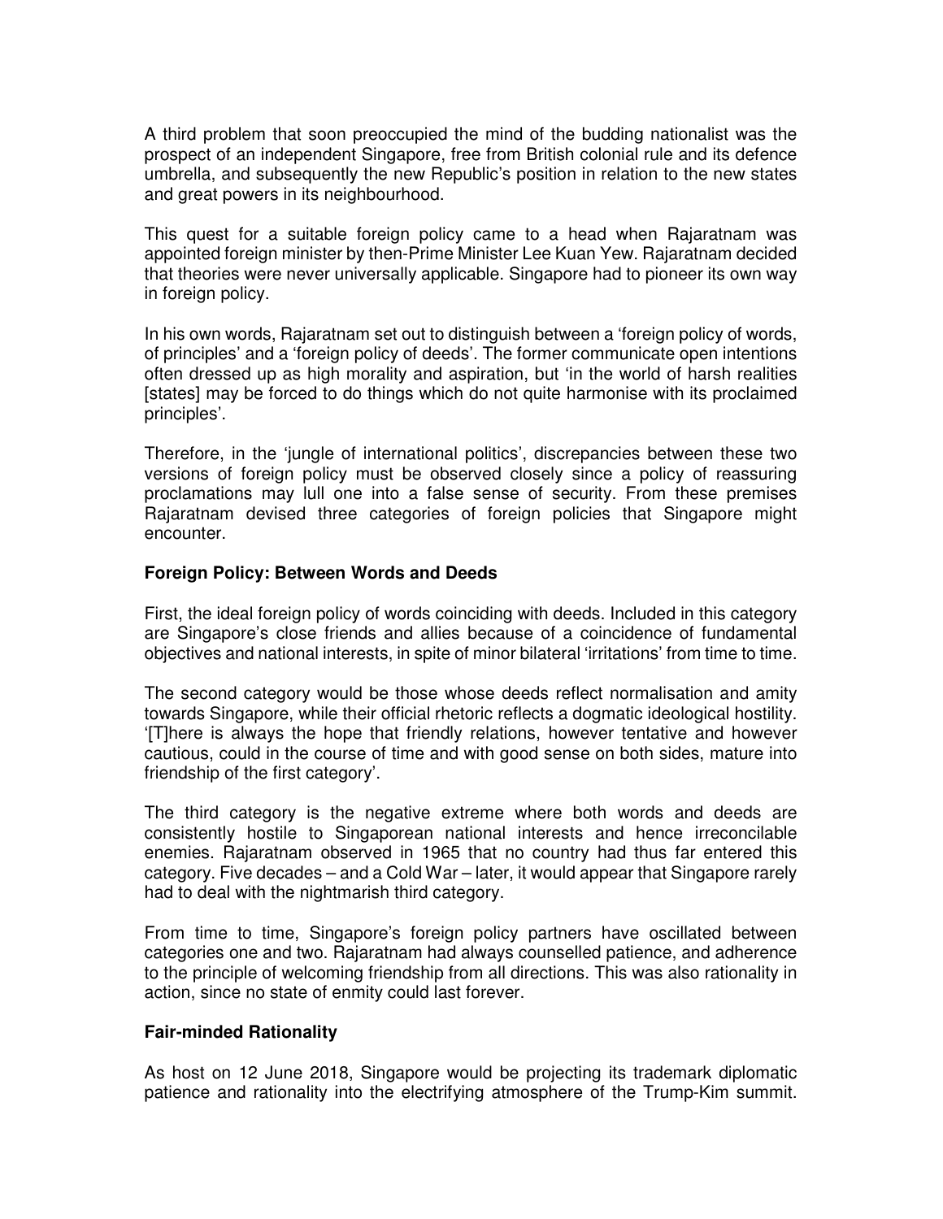A third problem that soon preoccupied the mind of the budding nationalist was the prospect of an independent Singapore, free from British colonial rule and its defence umbrella, and subsequently the new Republic's position in relation to the new states and great powers in its neighbourhood.

This quest for a suitable foreign policy came to a head when Rajaratnam was appointed foreign minister by then-Prime Minister Lee Kuan Yew. Rajaratnam decided that theories were never universally applicable. Singapore had to pioneer its own way in foreign policy.

In his own words, Rajaratnam set out to distinguish between a 'foreign policy of words, of principles' and a 'foreign policy of deeds'. The former communicate open intentions often dressed up as high morality and aspiration, but 'in the world of harsh realities [states] may be forced to do things which do not quite harmonise with its proclaimed principles'.

Therefore, in the 'jungle of international politics', discrepancies between these two versions of foreign policy must be observed closely since a policy of reassuring proclamations may lull one into a false sense of security. From these premises Rajaratnam devised three categories of foreign policies that Singapore might encounter.

### Foreign Policy: Between Words and Deeds

First, the ideal foreign policy of words coinciding with deeds. Included in this category are Singapore's close friends and allies because of a coincidence of fundamental objectives and national interests, in spite of minor bilateral 'irritations' from time to time.

The second category would be those whose deeds reflect normalisation and amity towards Singapore, while their official rhetoric reflects a dogmatic ideological hostility. '[T]here is always the hope that friendly relations, however tentative and however cautious, could in the course of time and with good sense on both sides, mature into friendship of the first category'.

The third category is the negative extreme where both words and deeds are consistently hostile to Singaporean national interests and hence irreconcilable enemies. Rajaratnam observed in 1965 that no country had thus far entered this category. Five decades – and a Cold War – later, it would appear that Singapore rarely had to deal with the nightmarish third category.

From time to time, Singapore's foreign policy partners have oscillated between categories one and two. Rajaratnam had always counselled patience, and adherence to the principle of welcoming friendship from all directions. This was also rationality in action, since no state of enmity could last forever.

### Fair-minded Rationality

As host on 12 June 2018, Singapore would be projecting its trademark diplomatic patience and rationality into the electrifying atmosphere of the Trump-Kim summit.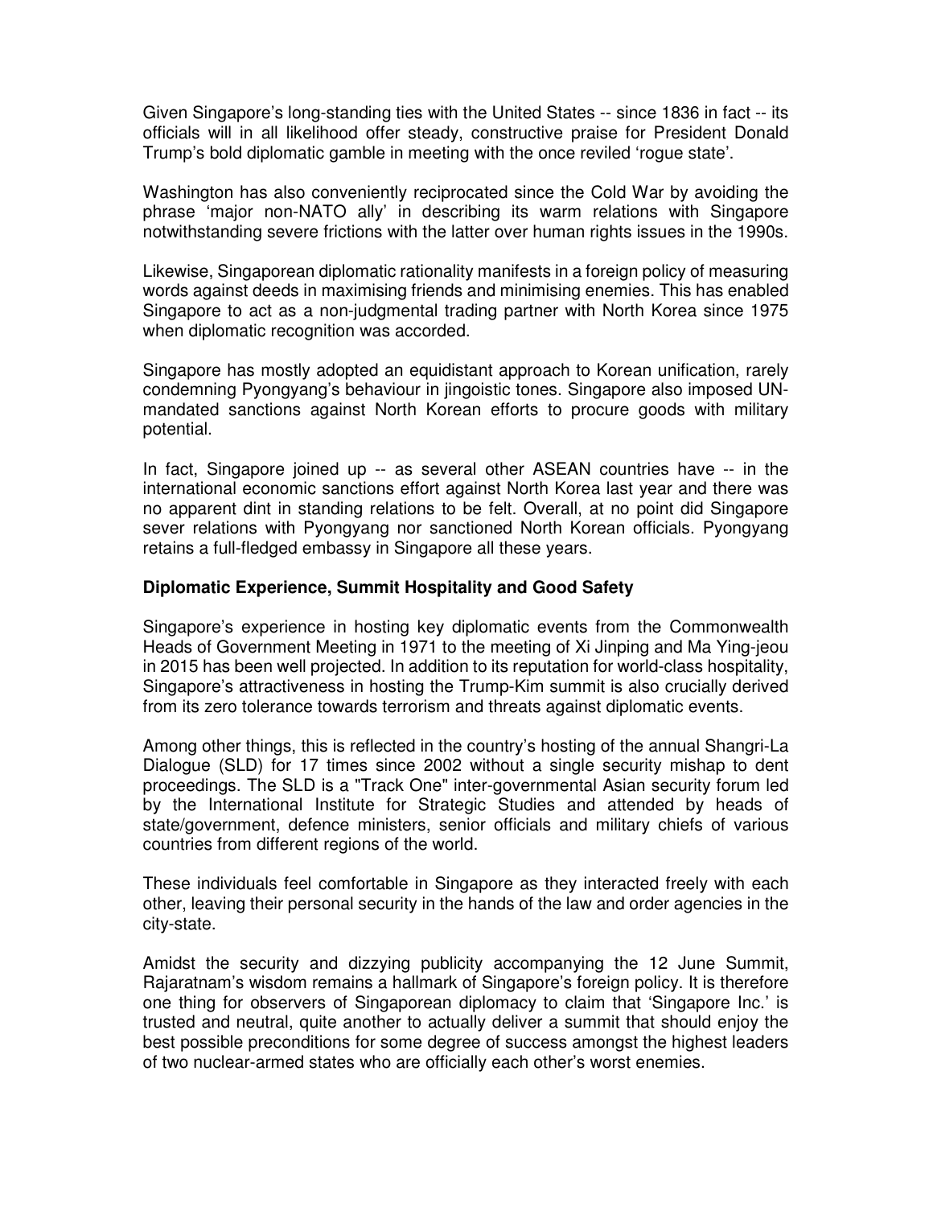Given Singapore's long-standing ties with the United States -- since 1836 in fact -- its officials will in all likelihood offer steady, constructive praise for President Donald Trump's bold diplomatic gamble in meeting with the once reviled 'rogue state'.

Washington has also conveniently reciprocated since the Cold War by avoiding the phrase 'major non-NATO ally' in describing its warm relations with Singapore notwithstanding severe frictions with the latter over human rights issues in the 1990s.

Likewise, Singaporean diplomatic rationality manifests in a foreign policy of measuring words against deeds in maximising friends and minimising enemies. This has enabled Singapore to act as a non-judgmental trading partner with North Korea since 1975 when diplomatic recognition was accorded.

Singapore has mostly adopted an equidistant approach to Korean unification, rarely condemning Pyongyang's behaviour in jingoistic tones. Singapore also imposed UN-mandated sanctions against North Korean efforts to procure goods with military potential.

In fact, Singapore joined up -- as several other ASEAN countries have -- in the international economic sanctions effort against North Korea last year and there was no apparent dint in standing relations to be felt. Overall, at no point did Singapore sever relations with Pyongyang nor sanctioned North Korean officials. Pyongyang retains a full-fledged embassy in Singapore all these years.

**Diplomatic Experience, Summit Hospitality and Good Safety**

Singapore's experience in hosting key diplomatic events from the Commonwealth Heads of Government Meeting in 1971 to the meeting of Xi Jinping and Ma Ying-jeou in 2015 has been well projected. In addition to its reputation for world-class hospitality, Singapore's attractiveness in hosting the Trump-Kim summit is also crucially derived from its zero tolerance towards terrorism and threats against diplomatic events.

Among other things, this is reflected in the country's hosting of the annual Shangri-La Dialogue (SLD) for 17 times since 2002 without a single security mishap to dent proceedings. The SLD is a "Track One" inter-governmental Asian security forum led by the International Institute for Strategic Studies and attended by heads of state/government, defence ministers, senior officials and military chiefs of various countries from different regions of the world.

These individuals feel comfortable in Singapore as they interacted freely with each other, leaving their personal security in the hands of the law and order agencies in the city-state.

Amidst the security and dizzying publicity accompanying the 12 June Summit, Rajaratnam's wisdom remains a hallmark of Singapore's foreign policy. It is therefore one thing for observers of Singaporean diplomacy to claim that 'Singapore Inc.' is trusted and neutral, quite another to actually deliver a summit that should enjoy the best possible preconditions for some degree of success amongst the highest leaders of two nuclear-armed states who are officially each other's worst enemies.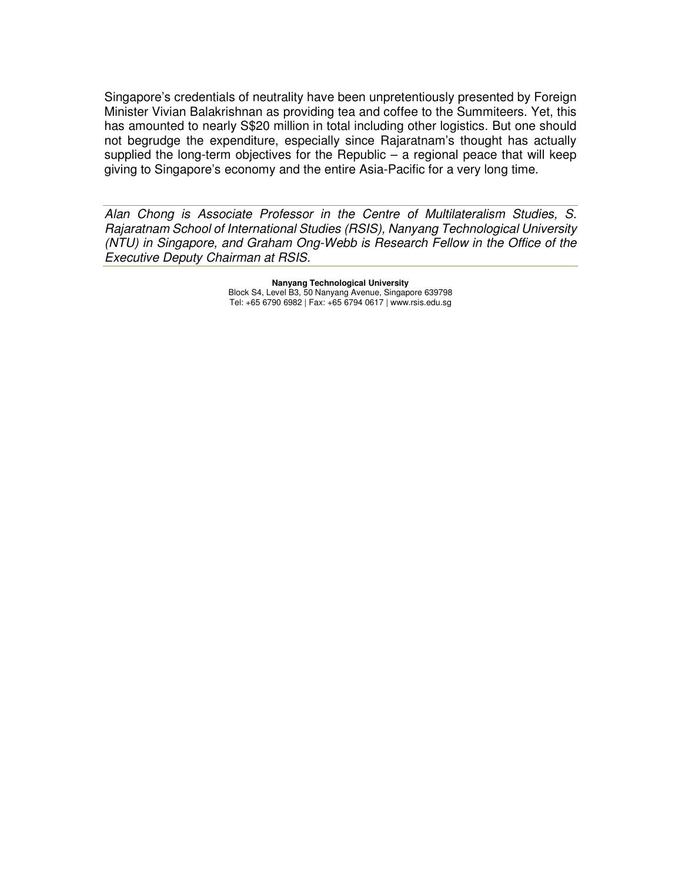Singapore's credentials of neutrality have been unpretentiously presented by Foreign Minister Vivian Balakrishnan as providing tea and coffee to the Summiteers. Yet, this has amounted to nearly S$20 million in total including other logistics. But one should not begrudge the expenditure, especially since Rajaratnam's thought has actually supplied the long-term objectives for the Republic – a regional peace that will keep giving to Singapore's economy and the entire Asia-Pacific for a very long time.

---

*Alan Chong is Associate Professor in the Centre of Multilateralism Studies, S. Rajaratnam School of International Studies (RSIS), Nanyang Technological University (NTU) in Singapore, and Graham Ong-Webb is Research Fellow in the Office of the Executive Deputy Chairman at RSIS.*

---

**Nanyang Technological University**
Block S4, Level B3, 50 Nanyang Avenue, Singapore 639798
Tel: +65 6790 6982 | Fax: +65 6794 0617 | www.rsis.edu.sg